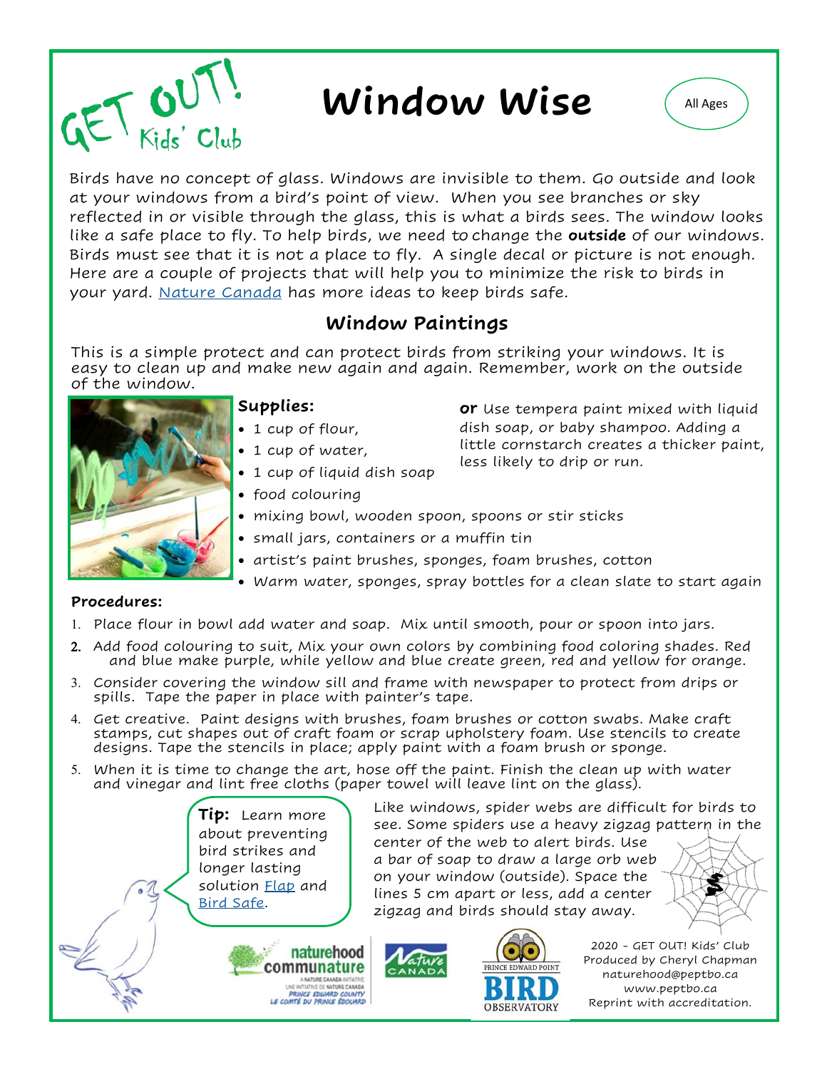GET OUT! Kids' Club

# Window Wise

All Ages

Birds have no concept of glass. Windows are invisible to them. Go outside and look at your windows from a bird's point of view. When you see branches or sky reflected in or visible through the glass, this is what a birds sees. The window looks like a safe place to fly. To help birds, we need to change the **outside** of our windows. Birds must see that it is not a place to fly. A single decal or picture is not enough. Here are a couple of projects that will help you to minimize the risk to birds in your yard. Nature Canada has more ideas to keep birds safe.

## Window Paintings

This is a simple protect and can protect birds from striking your windows. It is easy to clean up and make new again and again. Remember, work on the outside of the window.

**Supplies:**

- 1 cup of flour,
- 1 cup of water,
- 1 cup of liquid dish soap
- food colouring
- mixing bowl, wooden spoon, spoons or stir sticks
- small jars, containers or a muffin tin
- artist's paint brushes, sponges, foam brushes, cotton
- Warm water, sponges, spray bottles for a clean slate to start again

**or** Use tempera paint mixed with liquid dish soap, or baby shampoo. Adding a little cornstarch creates a thicker paint, less likely to drip or run.

**Procedures:**

1. Place flour in bowl add water and soap. Mix until smooth, pour or spoon into jars.
2. Add food colouring to suit, Mix your own colors by combining food coloring shades. Red and blue make purple, while yellow and blue create green, red and yellow for orange.
3. Consider covering the window sill and frame with newspaper to protect from drips or spills. Tape the paper in place with painter's tape.
4. Get creative. Paint designs with brushes, foam brushes or cotton swabs. Make craft stamps, cut shapes out of craft foam or scrap upholstery foam. Use stencils to create designs. Tape the stencils in place; apply paint with a foam brush or sponge.
5. When it is time to change the art, hose off the paint. Finish the clean up with water and vinegar and lint free cloths (paper towel will leave lint on the glass).

**Tip:** Learn more about preventing bird strikes and longer lasting solution Flap and Bird Safe.

Like windows, spider webs are difficult for birds to see. Some spiders use a heavy zigzag pattern in the center of the web to alert birds. Use a bar of soap to draw a large orb web on your window (outside). Space the lines 5 cm apart or less, add a center zigzag and birds should stay away.

2020 - GET OUT! Kids' Club
Produced by Cheryl Chapman
naturehood@peptbo.ca
www.peptbo.ca
Reprint with accreditation.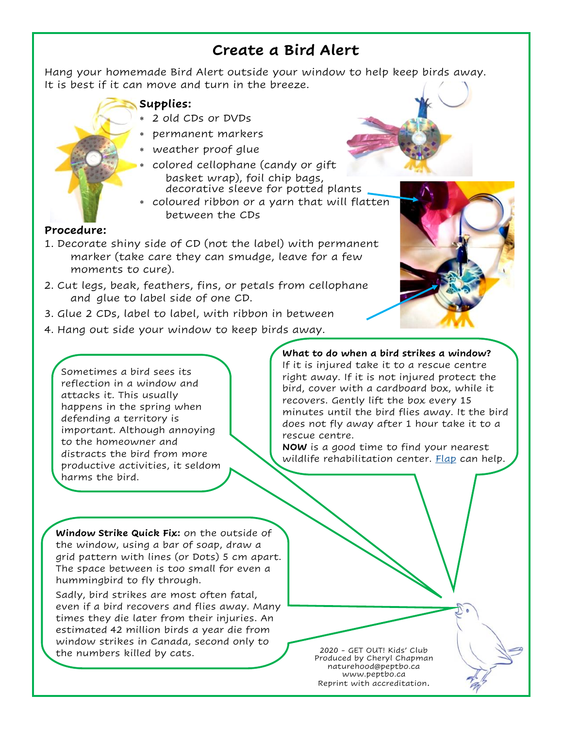# Create a Bird Alert

Hang your homemade Bird Alert outside your window to help keep birds away. It is best if it can move and turn in the breeze.

**Supplies:**

- 2 old CDs or DVDs
- permanent markers
- weather proof glue
- colored cellophane (candy or gift basket wrap), foil chip bags, decorative sleeve for potted plants
- coloured ribbon or a yarn that will flatten between the CDs

**Procedure:**

1. Decorate shiny side of CD (not the label) with permanent marker (take care they can smudge, leave for a few moments to cure).
2. Cut legs, beak, feathers, fins, or petals from cellophane and glue to label side of one CD.
3. Glue 2 CDs, label to label, with ribbon in between
4. Hang out side your window to keep birds away.

Sometimes a bird sees its reflection in a window and attacks it. This usually happens in the spring when defending a territory is important. Although annoying to the homeowner and distracts the bird from more productive activities, it seldom harms the bird.

**What to do when a bird strikes a window?** If it is injured take it to a rescue centre right away. If it is not injured protect the bird, cover with a cardboard box, while it recovers. Gently lift the box every 15 minutes until the bird flies away. It the bird does not fly away after 1 hour take it to a rescue centre.
**NOW** is a good time to find your nearest wildlife rehabilitation center. Flap can help.

**Window Strike Quick Fix:** on the outside of the window, using a bar of soap, draw a grid pattern with lines (or Dots) 5 cm apart. The space between is too small for even a hummingbird to fly through.

Sadly, bird strikes are most often fatal, even if a bird recovers and flies away. Many times they die later from their injuries. An estimated 42 million birds a year die from window strikes in Canada, second only to the numbers killed by cats.

2020 - GET OUT! Kids' Club
Produced by Cheryl Chapman
naturehood@peptbo.ca
www.peptbo.ca
Reprint with accreditation.